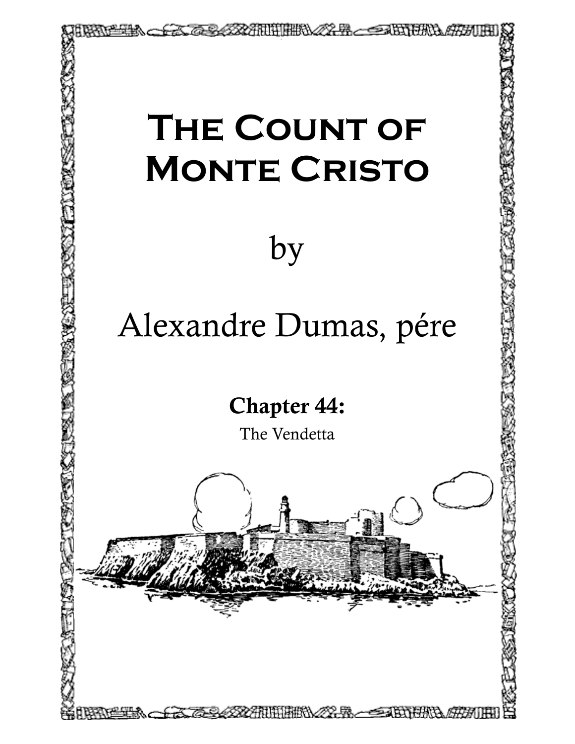# The Count of Monte Cristo

by

Alexandre Dumas, pére

**Chapter 44:**

The Vendetta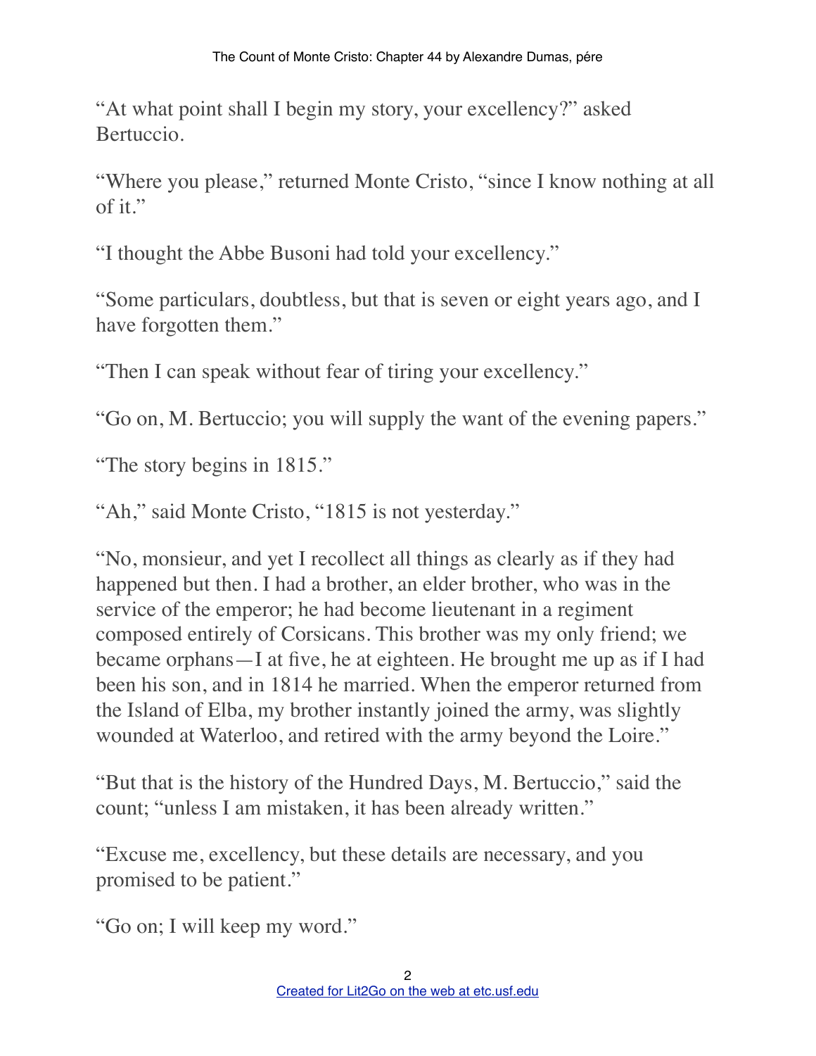"At what point shall I begin my story, your excellency?" asked Bertuccio.

"Where you please," returned Monte Cristo, "since I know nothing at all of it."

"I thought the Abbe Busoni had told your excellency."

"Some particulars, doubtless, but that is seven or eight years ago, and I have forgotten them."

"Then I can speak without fear of tiring your excellency."

"Go on, M. Bertuccio; you will supply the want of the evening papers."

"The story begins in 1815."

"Ah," said Monte Cristo, "1815 is not yesterday."

"No, monsieur, and yet I recollect all things as clearly as if they had happened but then. I had a brother, an elder brother, who was in the service of the emperor; he had become lieutenant in a regiment composed entirely of Corsicans. This brother was my only friend; we became orphans—I at five, he at eighteen. He brought me up as if I had been his son, and in 1814 he married. When the emperor returned from the Island of Elba, my brother instantly joined the army, was slightly wounded at Waterloo, and retired with the army beyond the Loire."

"But that is the history of the Hundred Days, M. Bertuccio," said the count; "unless I am mistaken, it has been already written."

"Excuse me, excellency, but these details are necessary, and you promised to be patient."

"Go on; I will keep my word."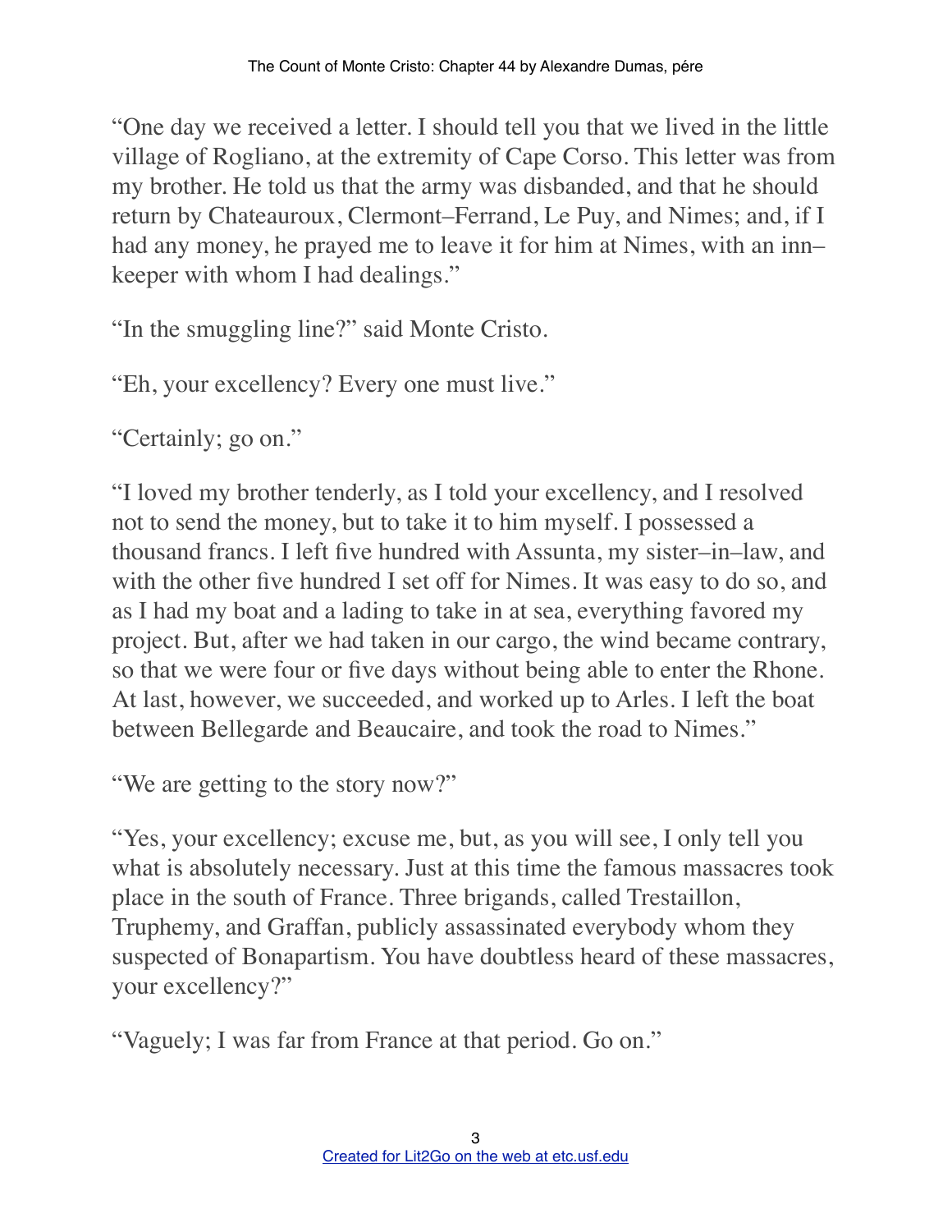"One day we received a letter. I should tell you that we lived in the little village of Rogliano, at the extremity of Cape Corso. This letter was from my brother. He told us that the army was disbanded, and that he should return by Chateauroux, Clermont–Ferrand, Le Puy, and Nimes; and, if I had any money, he prayed me to leave it for him at Nimes, with an inn–keeper with whom I had dealings."

"In the smuggling line?" said Monte Cristo.

"Eh, your excellency? Every one must live."

"Certainly; go on."

"I loved my brother tenderly, as I told your excellency, and I resolved not to send the money, but to take it to him myself. I possessed a thousand francs. I left five hundred with Assunta, my sister–in–law, and with the other five hundred I set off for Nimes. It was easy to do so, and as I had my boat and a lading to take in at sea, everything favored my project. But, after we had taken in our cargo, the wind became contrary, so that we were four or five days without being able to enter the Rhone. At last, however, we succeeded, and worked up to Arles. I left the boat between Bellegarde and Beaucaire, and took the road to Nimes."

"We are getting to the story now?"

"Yes, your excellency; excuse me, but, as you will see, I only tell you what is absolutely necessary. Just at this time the famous massacres took place in the south of France. Three brigands, called Trestaillon, Truphemy, and Graffan, publicly assassinated everybody whom they suspected of Bonapartism. You have doubtless heard of these massacres, your excellency?"

"Vaguely; I was far from France at that period. Go on."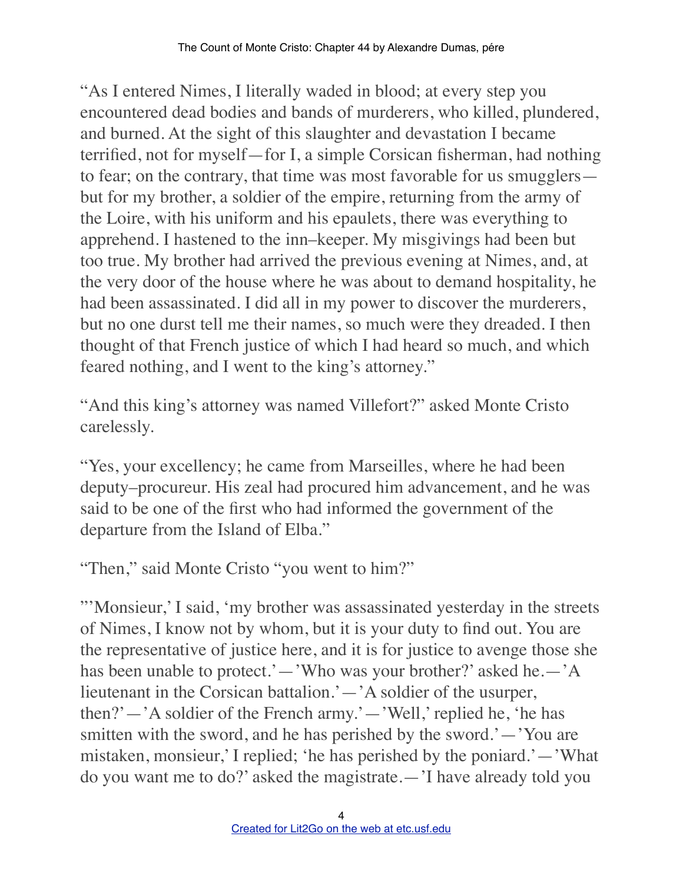"As I entered Nimes, I literally waded in blood; at every step you encountered dead bodies and bands of murderers, who killed, plundered, and burned. At the sight of this slaughter and devastation I became terrified, not for myself—for I, a simple Corsican fisherman, had nothing to fear; on the contrary, that time was most favorable for us smugglers—but for my brother, a soldier of the empire, returning from the army of the Loire, with his uniform and his epaulets, there was everything to apprehend. I hastened to the inn–keeper. My misgivings had been but too true. My brother had arrived the previous evening at Nimes, and, at the very door of the house where he was about to demand hospitality, he had been assassinated. I did all in my power to discover the murderers, but no one durst tell me their names, so much were they dreaded. I then thought of that French justice of which I had heard so much, and which feared nothing, and I went to the king's attorney."

"And this king's attorney was named Villefort?" asked Monte Cristo carelessly.

"Yes, your excellency; he came from Marseilles, where he had been deputy–procureur. His zeal had procured him advancement, and he was said to be one of the first who had informed the government of the departure from the Island of Elba."

"Then," said Monte Cristo "you went to him?"

"'Monsieur,' I said, 'my brother was assassinated yesterday in the streets of Nimes, I know not by whom, but it is your duty to find out. You are the representative of justice here, and it is for justice to avenge those she has been unable to protect.'—'Who was your brother?' asked he.—'A lieutenant in the Corsican battalion.'—'A soldier of the usurper, then?'—'A soldier of the French army.'—'Well,' replied he, 'he has smitten with the sword, and he has perished by the sword.'—'You are mistaken, monsieur,' I replied; 'he has perished by the poniard.'—'What do you want me to do?' asked the magistrate.—'I have already told you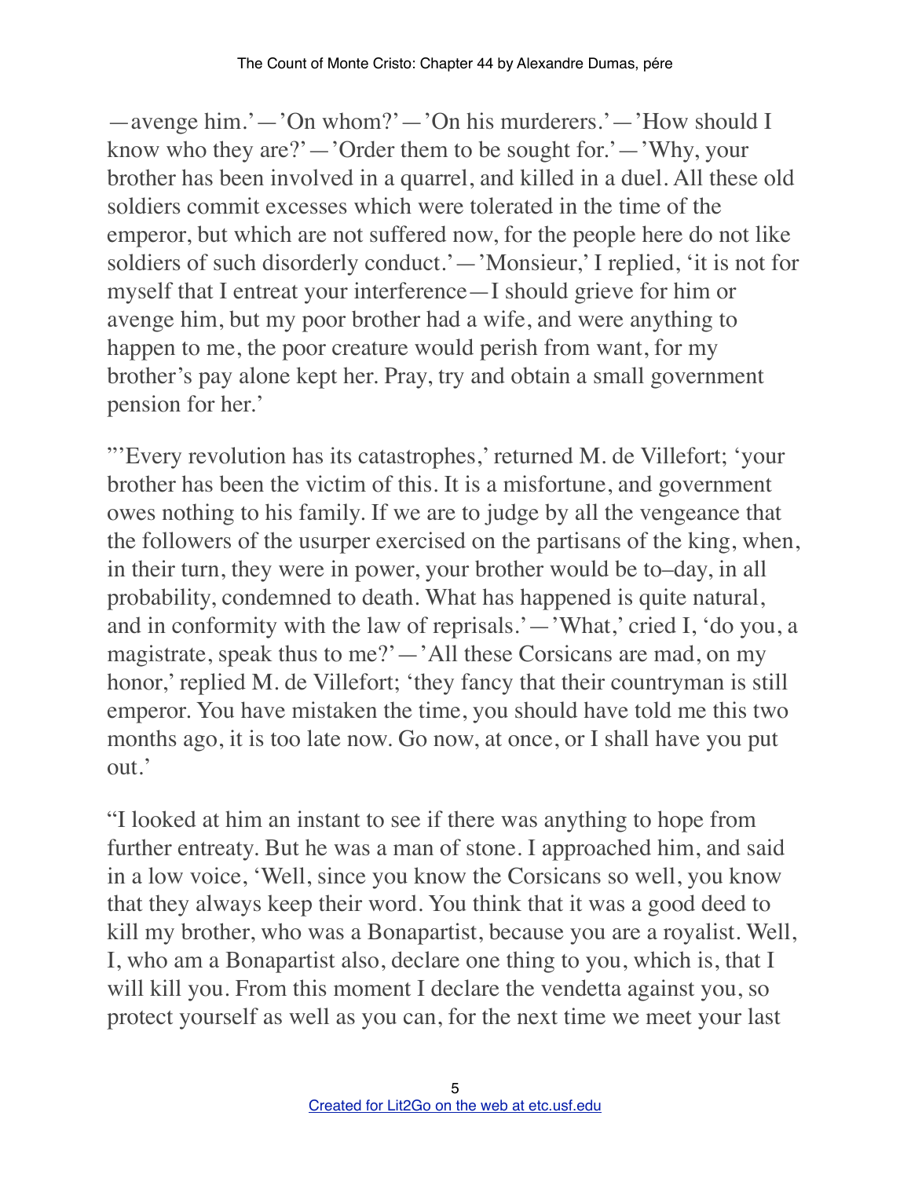—avenge him.'—'On whom?'—'On his murderers.'—'How should I know who they are?'—'Order them to be sought for.'—'Why, your brother has been involved in a quarrel, and killed in a duel. All these old soldiers commit excesses which were tolerated in the time of the emperor, but which are not suffered now, for the people here do not like soldiers of such disorderly conduct.'—'Monsieur,' I replied, 'it is not for myself that I entreat your interference—I should grieve for him or avenge him, but my poor brother had a wife, and were anything to happen to me, the poor creature would perish from want, for my brother's pay alone kept her. Pray, try and obtain a small government pension for her.'

"'Every revolution has its catastrophes,' returned M. de Villefort; 'your brother has been the victim of this. It is a misfortune, and government owes nothing to his family. If we are to judge by all the vengeance that the followers of the usurper exercised on the partisans of the king, when, in their turn, they were in power, your brother would be to–day, in all probability, condemned to death. What has happened is quite natural, and in conformity with the law of reprisals.'—'What,' cried I, 'do you, a magistrate, speak thus to me?'—'All these Corsicans are mad, on my honor,' replied M. de Villefort; 'they fancy that their countryman is still emperor. You have mistaken the time, you should have told me this two months ago, it is too late now. Go now, at once, or I shall have you put out.'

"I looked at him an instant to see if there was anything to hope from further entreaty. But he was a man of stone. I approached him, and said in a low voice, 'Well, since you know the Corsicans so well, you know that they always keep their word. You think that it was a good deed to kill my brother, who was a Bonapartist, because you are a royalist. Well, I, who am a Bonapartist also, declare one thing to you, which is, that I will kill you. From this moment I declare the vendetta against you, so protect yourself as well as you can, for the next time we meet your last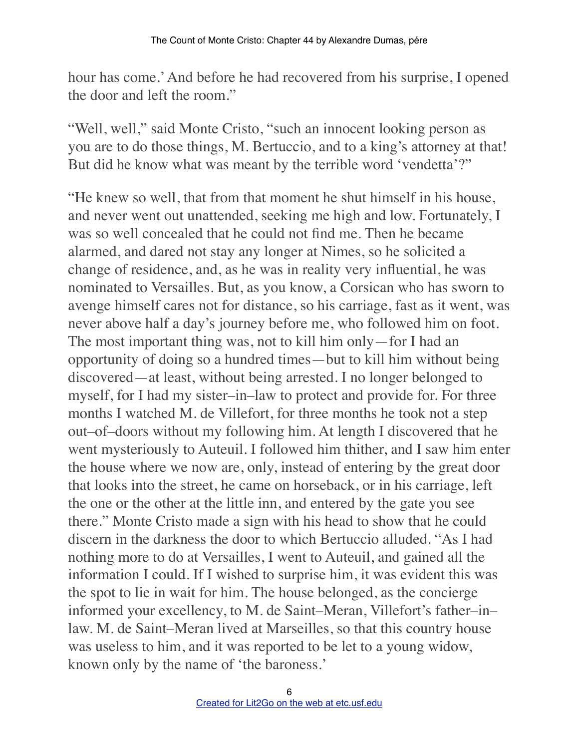hour has come.' And before he had recovered from his surprise, I opened the door and left the room."

"Well, well," said Monte Cristo, "such an innocent looking person as you are to do those things, M. Bertuccio, and to a king's attorney at that! But did he know what was meant by the terrible word 'vendetta'?"

"He knew so well, that from that moment he shut himself in his house, and never went out unattended, seeking me high and low. Fortunately, I was so well concealed that he could not find me. Then he became alarmed, and dared not stay any longer at Nimes, so he solicited a change of residence, and, as he was in reality very influential, he was nominated to Versailles. But, as you know, a Corsican who has sworn to avenge himself cares not for distance, so his carriage, fast as it went, was never above half a day's journey before me, who followed him on foot. The most important thing was, not to kill him only—for I had an opportunity of doing so a hundred times—but to kill him without being discovered—at least, without being arrested. I no longer belonged to myself, for I had my sister–in–law to protect and provide for. For three months I watched M. de Villefort, for three months he took not a step out–of–doors without my following him. At length I discovered that he went mysteriously to Auteuil. I followed him thither, and I saw him enter the house where we now are, only, instead of entering by the great door that looks into the street, he came on horseback, or in his carriage, left the one or the other at the little inn, and entered by the gate you see there." Monte Cristo made a sign with his head to show that he could discern in the darkness the door to which Bertuccio alluded. "As I had nothing more to do at Versailles, I went to Auteuil, and gained all the information I could. If I wished to surprise him, it was evident this was the spot to lie in wait for him. The house belonged, as the concierge informed your excellency, to M. de Saint–Meran, Villefort's father–in–law. M. de Saint–Meran lived at Marseilles, so that this country house was useless to him, and it was reported to be let to a young widow, known only by the name of 'the baroness.'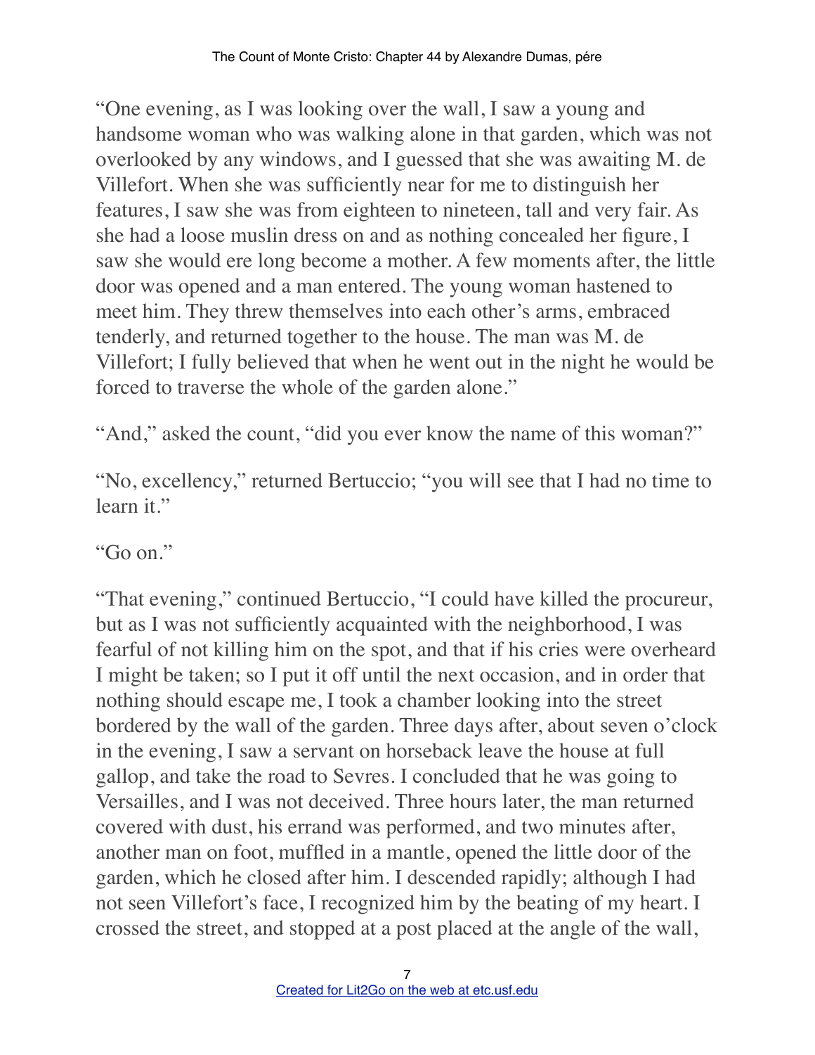"One evening, as I was looking over the wall, I saw a young and handsome woman who was walking alone in that garden, which was not overlooked by any windows, and I guessed that she was awaiting M. de Villefort. When she was sufficiently near for me to distinguish her features, I saw she was from eighteen to nineteen, tall and very fair. As she had a loose muslin dress on and as nothing concealed her figure, I saw she would ere long become a mother. A few moments after, the little door was opened and a man entered. The young woman hastened to meet him. They threw themselves into each other's arms, embraced tenderly, and returned together to the house. The man was M. de Villefort; I fully believed that when he went out in the night he would be forced to traverse the whole of the garden alone."

"And," asked the count, "did you ever know the name of this woman?"

"No, excellency," returned Bertuccio; "you will see that I had no time to learn it."

"Go on."

"That evening," continued Bertuccio, "I could have killed the procureur, but as I was not sufficiently acquainted with the neighborhood, I was fearful of not killing him on the spot, and that if his cries were overheard I might be taken; so I put it off until the next occasion, and in order that nothing should escape me, I took a chamber looking into the street bordered by the wall of the garden. Three days after, about seven o'clock in the evening, I saw a servant on horseback leave the house at full gallop, and take the road to Sevres. I concluded that he was going to Versailles, and I was not deceived. Three hours later, the man returned covered with dust, his errand was performed, and two minutes after, another man on foot, muffled in a mantle, opened the little door of the garden, which he closed after him. I descended rapidly; although I had not seen Villefort's face, I recognized him by the beating of my heart. I crossed the street, and stopped at a post placed at the angle of the wall,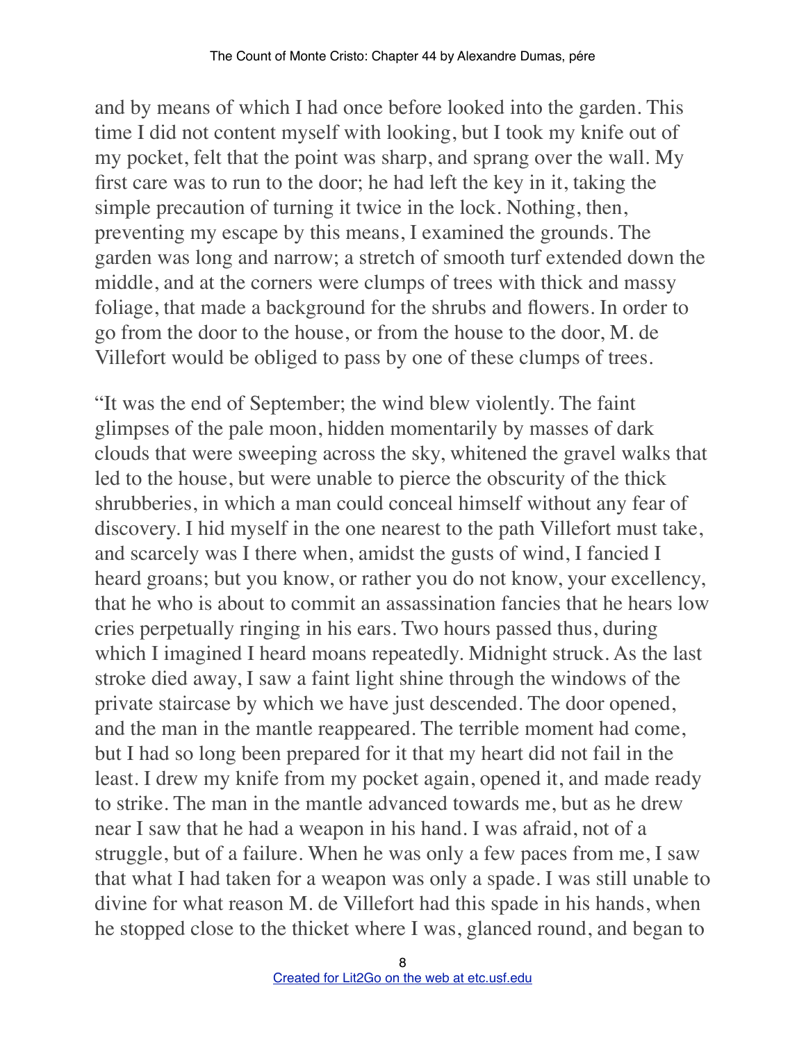and by means of which I had once before looked into the garden. This time I did not content myself with looking, but I took my knife out of my pocket, felt that the point was sharp, and sprang over the wall. My first care was to run to the door; he had left the key in it, taking the simple precaution of turning it twice in the lock. Nothing, then, preventing my escape by this means, I examined the grounds. The garden was long and narrow; a stretch of smooth turf extended down the middle, and at the corners were clumps of trees with thick and massy foliage, that made a background for the shrubs and flowers. In order to go from the door to the house, or from the house to the door, M. de Villefort would be obliged to pass by one of these clumps of trees.

"It was the end of September; the wind blew violently. The faint glimpses of the pale moon, hidden momentarily by masses of dark clouds that were sweeping across the sky, whitened the gravel walks that led to the house, but were unable to pierce the obscurity of the thick shrubberies, in which a man could conceal himself without any fear of discovery. I hid myself in the one nearest to the path Villefort must take, and scarcely was I there when, amidst the gusts of wind, I fancied I heard groans; but you know, or rather you do not know, your excellency, that he who is about to commit an assassination fancies that he hears low cries perpetually ringing in his ears. Two hours passed thus, during which I imagined I heard moans repeatedly. Midnight struck. As the last stroke died away, I saw a faint light shine through the windows of the private staircase by which we have just descended. The door opened, and the man in the mantle reappeared. The terrible moment had come, but I had so long been prepared for it that my heart did not fail in the least. I drew my knife from my pocket again, opened it, and made ready to strike. The man in the mantle advanced towards me, but as he drew near I saw that he had a weapon in his hand. I was afraid, not of a struggle, but of a failure. When he was only a few paces from me, I saw that what I had taken for a weapon was only a spade. I was still unable to divine for what reason M. de Villefort had this spade in his hands, when he stopped close to the thicket where I was, glanced round, and began to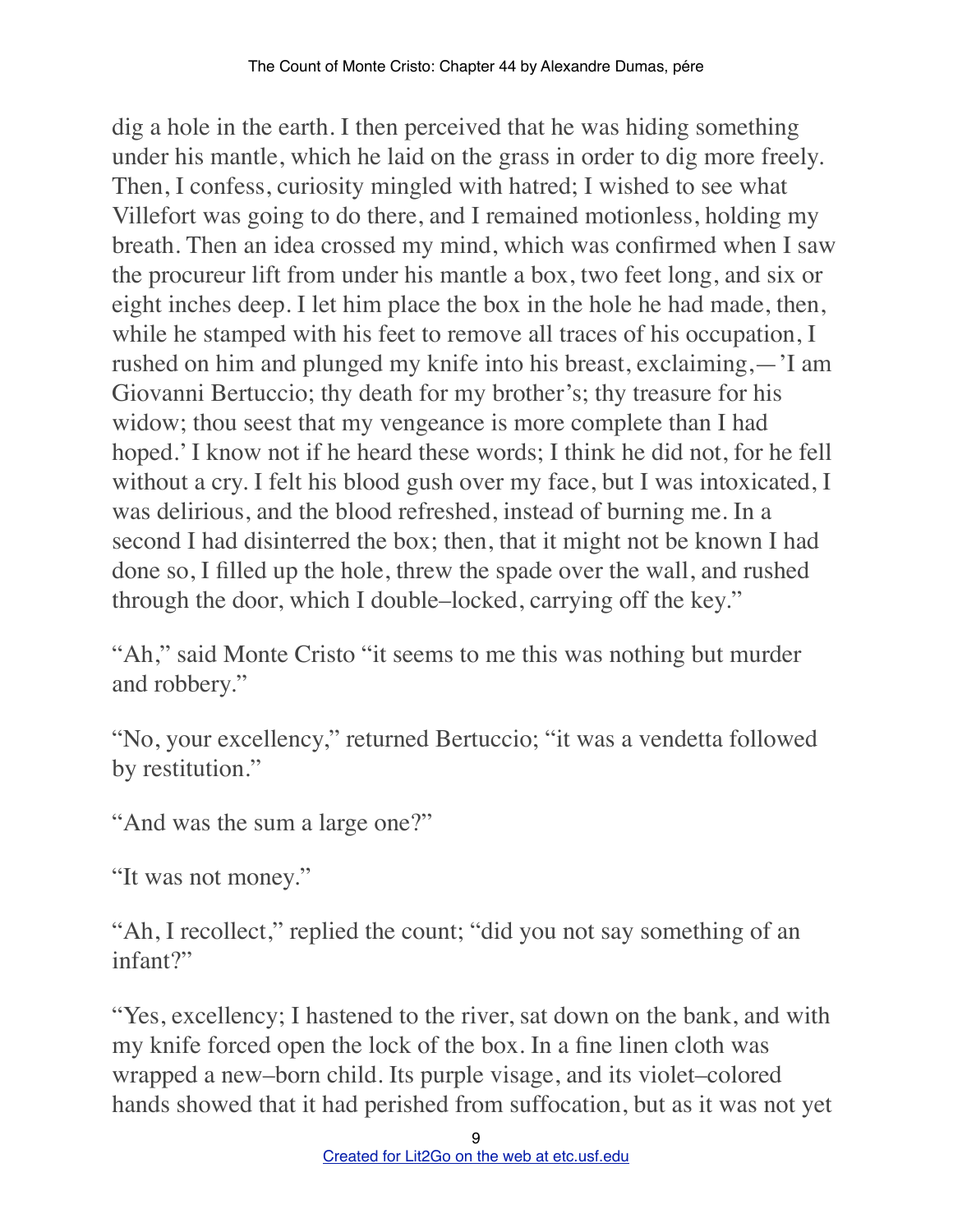dig a hole in the earth. I then perceived that he was hiding something under his mantle, which he laid on the grass in order to dig more freely. Then, I confess, curiosity mingled with hatred; I wished to see what Villefort was going to do there, and I remained motionless, holding my breath. Then an idea crossed my mind, which was confirmed when I saw the procureur lift from under his mantle a box, two feet long, and six or eight inches deep. I let him place the box in the hole he had made, then, while he stamped with his feet to remove all traces of his occupation, I rushed on him and plunged my knife into his breast, exclaiming,—'I am Giovanni Bertuccio; thy death for my brother's; thy treasure for his widow; thou seest that my vengeance is more complete than I had hoped.' I know not if he heard these words; I think he did not, for he fell without a cry. I felt his blood gush over my face, but I was intoxicated, I was delirious, and the blood refreshed, instead of burning me. In a second I had disinterred the box; then, that it might not be known I had done so, I filled up the hole, threw the spade over the wall, and rushed through the door, which I double–locked, carrying off the key."

"Ah," said Monte Cristo "it seems to me this was nothing but murder and robbery."

"No, your excellency," returned Bertuccio; "it was a vendetta followed by restitution."

"And was the sum a large one?"

"It was not money."

"Ah, I recollect," replied the count; "did you not say something of an infant?"

"Yes, excellency; I hastened to the river, sat down on the bank, and with my knife forced open the lock of the box. In a fine linen cloth was wrapped a new–born child. Its purple visage, and its violet–colored hands showed that it had perished from suffocation, but as it was not yet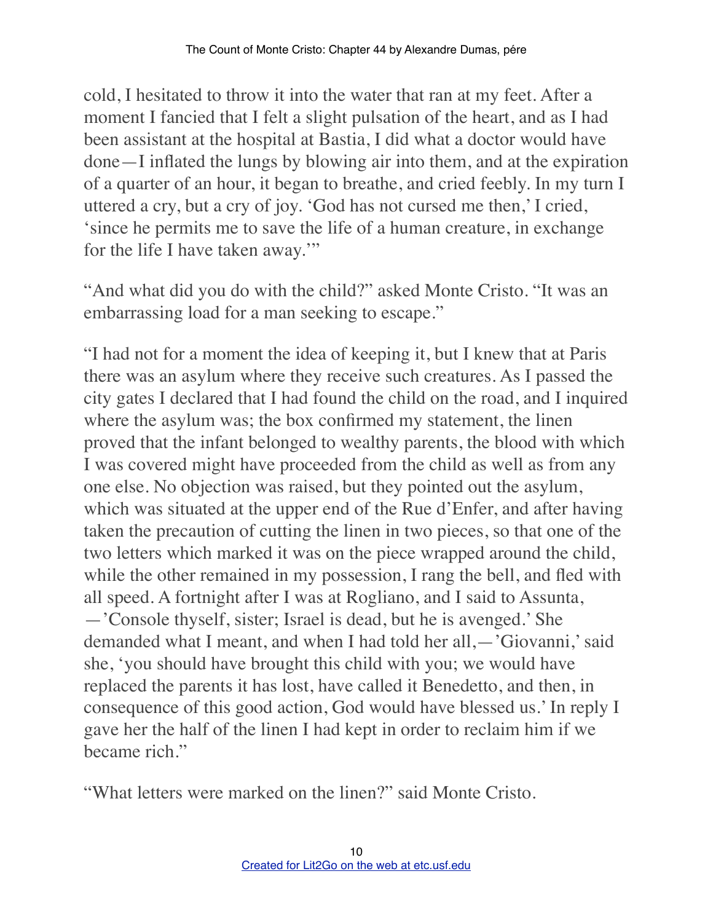cold, I hesitated to throw it into the water that ran at my feet. After a moment I fancied that I felt a slight pulsation of the heart, and as I had been assistant at the hospital at Bastia, I did what a doctor would have done—I inflated the lungs by blowing air into them, and at the expiration of a quarter of an hour, it began to breathe, and cried feebly. In my turn I uttered a cry, but a cry of joy. 'God has not cursed me then,' I cried, 'since he permits me to save the life of a human creature, in exchange for the life I have taken away.'"

"And what did you do with the child?" asked Monte Cristo. "It was an embarrassing load for a man seeking to escape."

"I had not for a moment the idea of keeping it, but I knew that at Paris there was an asylum where they receive such creatures. As I passed the city gates I declared that I had found the child on the road, and I inquired where the asylum was; the box confirmed my statement, the linen proved that the infant belonged to wealthy parents, the blood with which I was covered might have proceeded from the child as well as from any one else. No objection was raised, but they pointed out the asylum, which was situated at the upper end of the Rue d'Enfer, and after having taken the precaution of cutting the linen in two pieces, so that one of the two letters which marked it was on the piece wrapped around the child, while the other remained in my possession, I rang the bell, and fled with all speed. A fortnight after I was at Rogliano, and I said to Assunta,—'Console thyself, sister; Israel is dead, but he is avenged.' She demanded what I meant, and when I had told her all,—'Giovanni,' said she, 'you should have brought this child with you; we would have replaced the parents it has lost, have called it Benedetto, and then, in consequence of this good action, God would have blessed us.' In reply I gave her the half of the linen I had kept in order to reclaim him if we became rich."

"What letters were marked on the linen?" said Monte Cristo.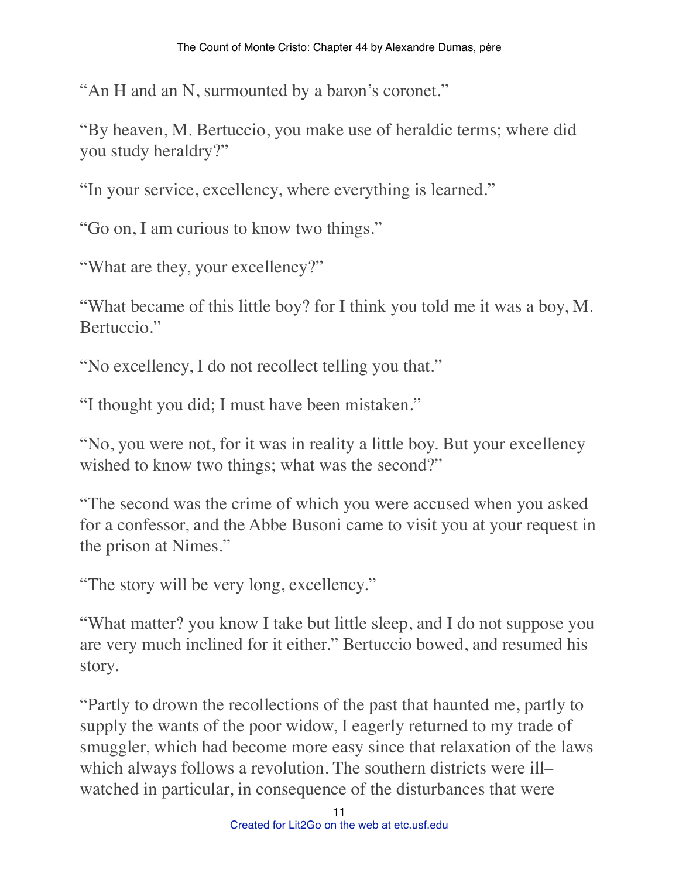"An H and an N, surmounted by a baron's coronet."

"By heaven, M. Bertuccio, you make use of heraldic terms; where did you study heraldry?"

"In your service, excellency, where everything is learned."

"Go on, I am curious to know two things."

"What are they, your excellency?"

"What became of this little boy? for I think you told me it was a boy, M. Bertuccio."

"No excellency, I do not recollect telling you that."

"I thought you did; I must have been mistaken."

"No, you were not, for it was in reality a little boy. But your excellency wished to know two things; what was the second?"

"The second was the crime of which you were accused when you asked for a confessor, and the Abbe Busoni came to visit you at your request in the prison at Nimes."

"The story will be very long, excellency."

"What matter? you know I take but little sleep, and I do not suppose you are very much inclined for it either." Bertuccio bowed, and resumed his story.

"Partly to drown the recollections of the past that haunted me, partly to supply the wants of the poor widow, I eagerly returned to my trade of smuggler, which had become more easy since that relaxation of the laws which always follows a revolution. The southern districts were ill–watched in particular, in consequence of the disturbances that were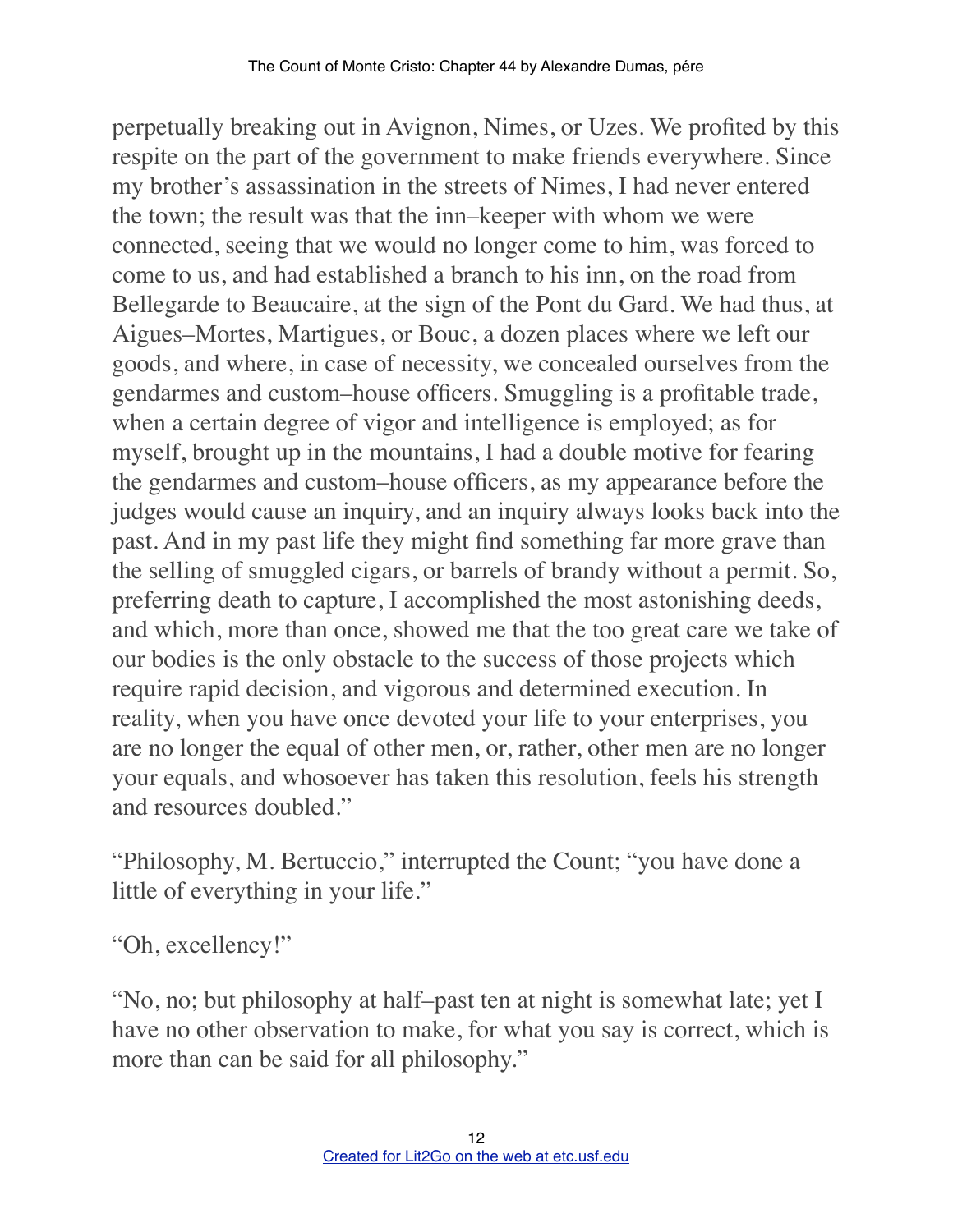perpetually breaking out in Avignon, Nimes, or Uzes. We profited by this respite on the part of the government to make friends everywhere. Since my brother's assassination in the streets of Nimes, I had never entered the town; the result was that the inn–keeper with whom we were connected, seeing that we would no longer come to him, was forced to come to us, and had established a branch to his inn, on the road from Bellegarde to Beaucaire, at the sign of the Pont du Gard. We had thus, at Aigues–Mortes, Martigues, or Bouc, a dozen places where we left our goods, and where, in case of necessity, we concealed ourselves from the gendarmes and custom–house officers. Smuggling is a profitable trade, when a certain degree of vigor and intelligence is employed; as for myself, brought up in the mountains, I had a double motive for fearing the gendarmes and custom–house officers, as my appearance before the judges would cause an inquiry, and an inquiry always looks back into the past. And in my past life they might find something far more grave than the selling of smuggled cigars, or barrels of brandy without a permit. So, preferring death to capture, I accomplished the most astonishing deeds, and which, more than once, showed me that the too great care we take of our bodies is the only obstacle to the success of those projects which require rapid decision, and vigorous and determined execution. In reality, when you have once devoted your life to your enterprises, you are no longer the equal of other men, or, rather, other men are no longer your equals, and whosoever has taken this resolution, feels his strength and resources doubled."

"Philosophy, M. Bertuccio," interrupted the Count; "you have done a little of everything in your life."

"Oh, excellency!"

"No, no; but philosophy at half–past ten at night is somewhat late; yet I have no other observation to make, for what you say is correct, which is more than can be said for all philosophy."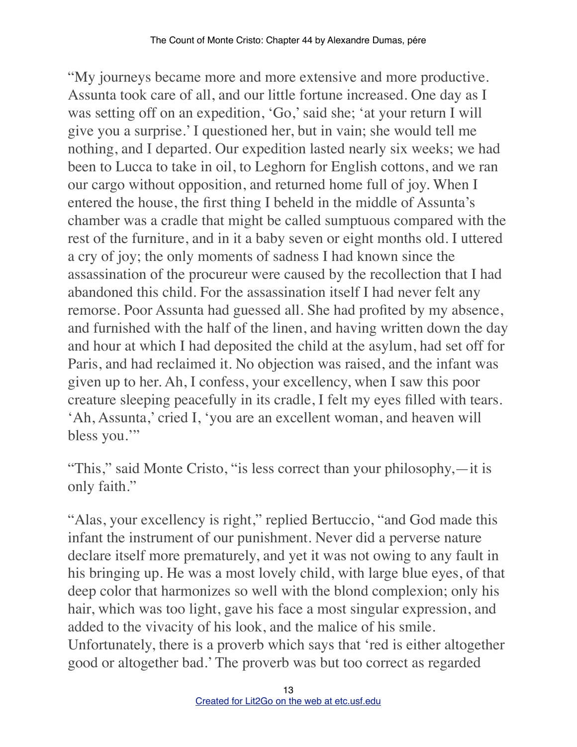"My journeys became more and more extensive and more productive. Assunta took care of all, and our little fortune increased. One day as I was setting off on an expedition, 'Go,' said she; 'at your return I will give you a surprise.' I questioned her, but in vain; she would tell me nothing, and I departed. Our expedition lasted nearly six weeks; we had been to Lucca to take in oil, to Leghorn for English cottons, and we ran our cargo without opposition, and returned home full of joy. When I entered the house, the first thing I beheld in the middle of Assunta's chamber was a cradle that might be called sumptuous compared with the rest of the furniture, and in it a baby seven or eight months old. I uttered a cry of joy; the only moments of sadness I had known since the assassination of the procureur were caused by the recollection that I had abandoned this child. For the assassination itself I had never felt any remorse. Poor Assunta had guessed all. She had profited by my absence, and furnished with the half of the linen, and having written down the day and hour at which I had deposited the child at the asylum, had set off for Paris, and had reclaimed it. No objection was raised, and the infant was given up to her. Ah, I confess, your excellency, when I saw this poor creature sleeping peacefully in its cradle, I felt my eyes filled with tears. 'Ah, Assunta,' cried I, 'you are an excellent woman, and heaven will bless you.'"

"This," said Monte Cristo, "is less correct than your philosophy,—it is only faith."

"Alas, your excellency is right," replied Bertuccio, "and God made this infant the instrument of our punishment. Never did a perverse nature declare itself more prematurely, and yet it was not owing to any fault in his bringing up. He was a most lovely child, with large blue eyes, of that deep color that harmonizes so well with the blond complexion; only his hair, which was too light, gave his face a most singular expression, and added to the vivacity of his look, and the malice of his smile. Unfortunately, there is a proverb which says that 'red is either altogether good or altogether bad.' The proverb was but too correct as regarded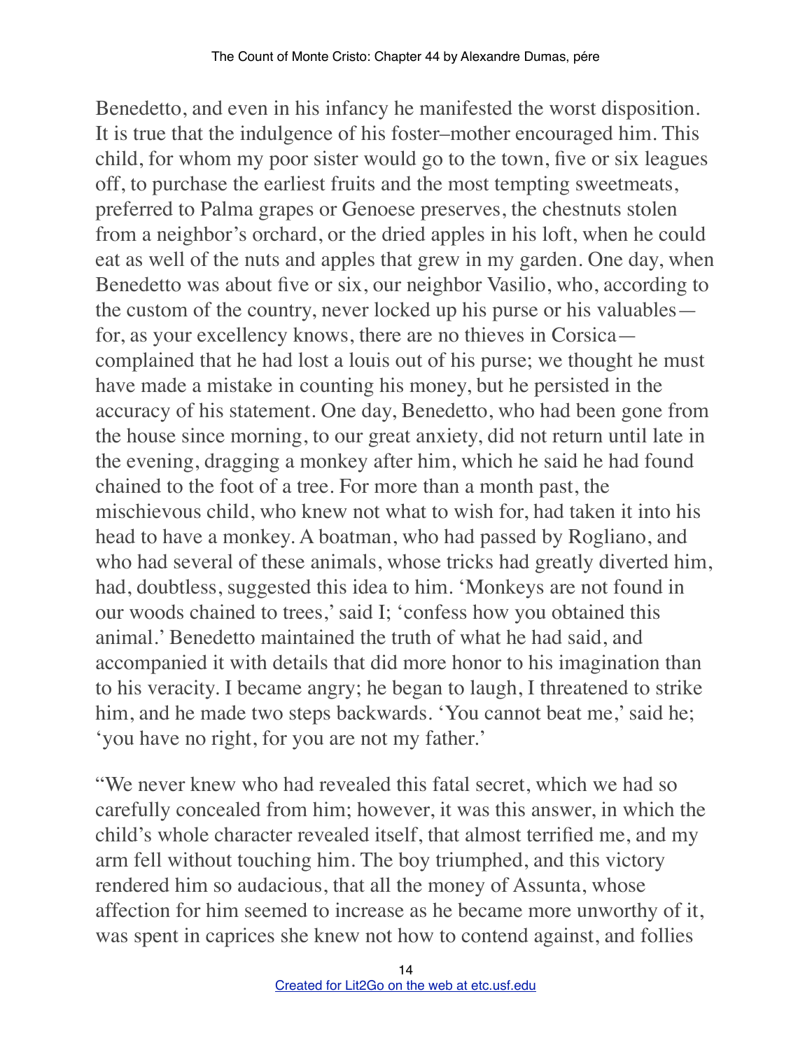Benedetto, and even in his infancy he manifested the worst disposition. It is true that the indulgence of his foster–mother encouraged him. This child, for whom my poor sister would go to the town, five or six leagues off, to purchase the earliest fruits and the most tempting sweetmeats, preferred to Palma grapes or Genoese preserves, the chestnuts stolen from a neighbor's orchard, or the dried apples in his loft, when he could eat as well of the nuts and apples that grew in my garden. One day, when Benedetto was about five or six, our neighbor Vasilio, who, according to the custom of the country, never locked up his purse or his valuables—for, as your excellency knows, there are no thieves in Corsica—complained that he had lost a louis out of his purse; we thought he must have made a mistake in counting his money, but he persisted in the accuracy of his statement. One day, Benedetto, who had been gone from the house since morning, to our great anxiety, did not return until late in the evening, dragging a monkey after him, which he said he had found chained to the foot of a tree. For more than a month past, the mischievous child, who knew not what to wish for, had taken it into his head to have a monkey. A boatman, who had passed by Rogliano, and who had several of these animals, whose tricks had greatly diverted him, had, doubtless, suggested this idea to him. 'Monkeys are not found in our woods chained to trees,' said I; 'confess how you obtained this animal.' Benedetto maintained the truth of what he had said, and accompanied it with details that did more honor to his imagination than to his veracity. I became angry; he began to laugh, I threatened to strike him, and he made two steps backwards. 'You cannot beat me,' said he; 'you have no right, for you are not my father.'

"We never knew who had revealed this fatal secret, which we had so carefully concealed from him; however, it was this answer, in which the child's whole character revealed itself, that almost terrified me, and my arm fell without touching him. The boy triumphed, and this victory rendered him so audacious, that all the money of Assunta, whose affection for him seemed to increase as he became more unworthy of it, was spent in caprices she knew not how to contend against, and follies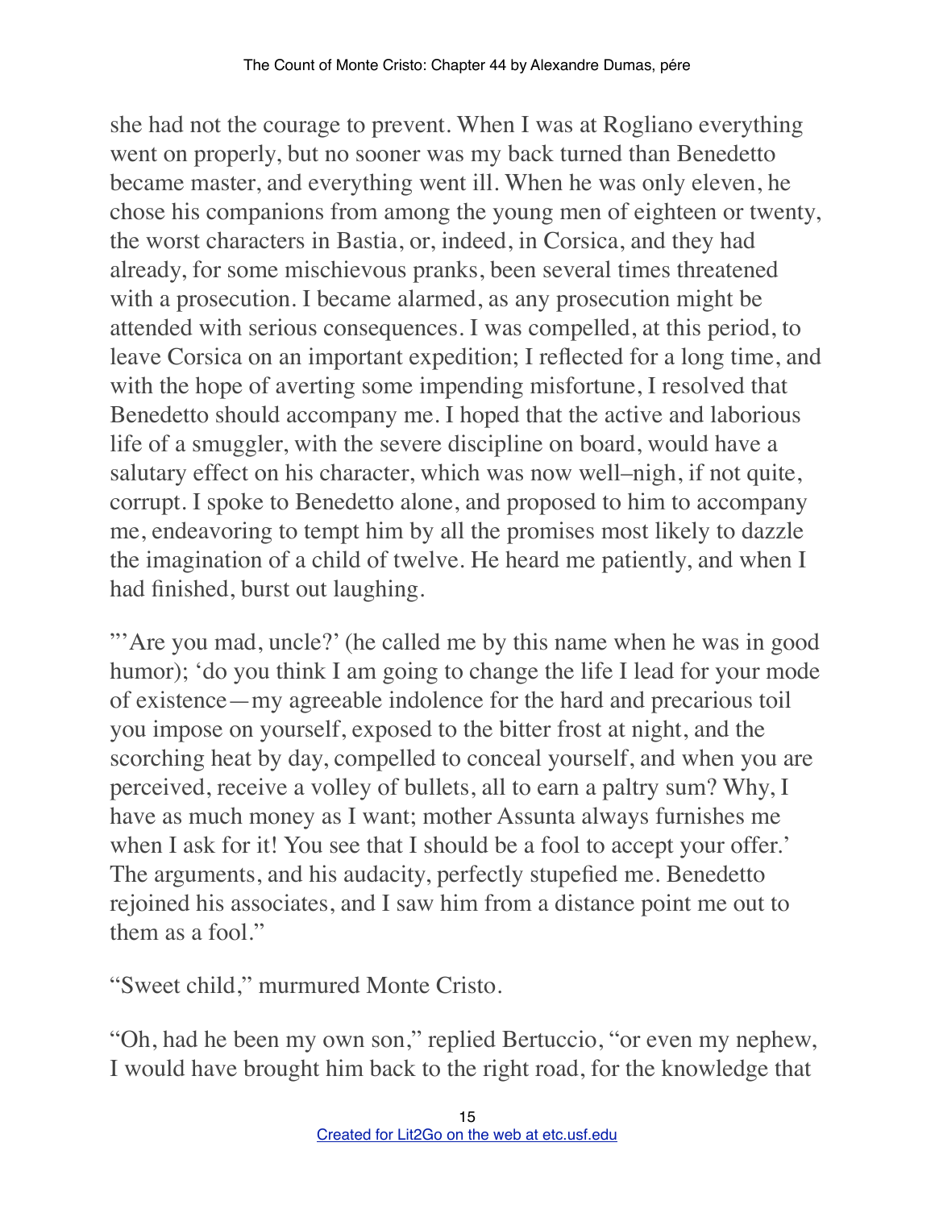she had not the courage to prevent. When I was at Rogliano everything went on properly, but no sooner was my back turned than Benedetto became master, and everything went ill. When he was only eleven, he chose his companions from among the young men of eighteen or twenty, the worst characters in Bastia, or, indeed, in Corsica, and they had already, for some mischievous pranks, been several times threatened with a prosecution. I became alarmed, as any prosecution might be attended with serious consequences. I was compelled, at this period, to leave Corsica on an important expedition; I reflected for a long time, and with the hope of averting some impending misfortune, I resolved that Benedetto should accompany me. I hoped that the active and laborious life of a smuggler, with the severe discipline on board, would have a salutary effect on his character, which was now well–nigh, if not quite, corrupt. I spoke to Benedetto alone, and proposed to him to accompany me, endeavoring to tempt him by all the promises most likely to dazzle the imagination of a child of twelve. He heard me patiently, and when I had finished, burst out laughing.

"'Are you mad, uncle?' (he called me by this name when he was in good humor); 'do you think I am going to change the life I lead for your mode of existence—my agreeable indolence for the hard and precarious toil you impose on yourself, exposed to the bitter frost at night, and the scorching heat by day, compelled to conceal yourself, and when you are perceived, receive a volley of bullets, all to earn a paltry sum? Why, I have as much money as I want; mother Assunta always furnishes me when I ask for it! You see that I should be a fool to accept your offer.' The arguments, and his audacity, perfectly stupefied me. Benedetto rejoined his associates, and I saw him from a distance point me out to them as a fool."

"Sweet child," murmured Monte Cristo.

"Oh, had he been my own son," replied Bertuccio, "or even my nephew, I would have brought him back to the right road, for the knowledge that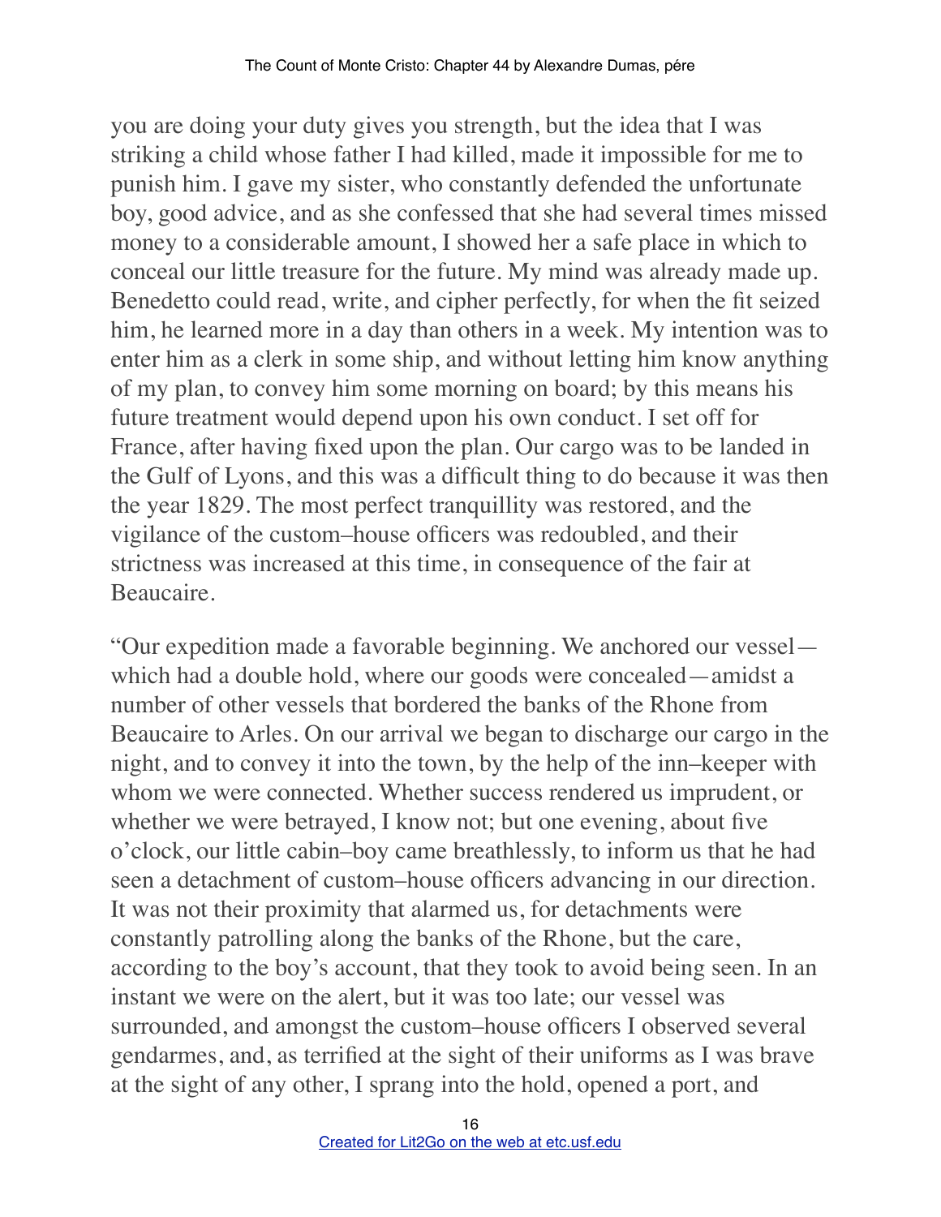you are doing your duty gives you strength, but the idea that I was striking a child whose father I had killed, made it impossible for me to punish him. I gave my sister, who constantly defended the unfortunate boy, good advice, and as she confessed that she had several times missed money to a considerable amount, I showed her a safe place in which to conceal our little treasure for the future. My mind was already made up. Benedetto could read, write, and cipher perfectly, for when the fit seized him, he learned more in a day than others in a week. My intention was to enter him as a clerk in some ship, and without letting him know anything of my plan, to convey him some morning on board; by this means his future treatment would depend upon his own conduct. I set off for France, after having fixed upon the plan. Our cargo was to be landed in the Gulf of Lyons, and this was a difficult thing to do because it was then the year 1829. The most perfect tranquillity was restored, and the vigilance of the custom–house officers was redoubled, and their strictness was increased at this time, in consequence of the fair at Beaucaire.

"Our expedition made a favorable beginning. We anchored our vessel—which had a double hold, where our goods were concealed—amidst a number of other vessels that bordered the banks of the Rhone from Beaucaire to Arles. On our arrival we began to discharge our cargo in the night, and to convey it into the town, by the help of the inn–keeper with whom we were connected. Whether success rendered us imprudent, or whether we were betrayed, I know not; but one evening, about five o'clock, our little cabin–boy came breathlessly, to inform us that he had seen a detachment of custom–house officers advancing in our direction. It was not their proximity that alarmed us, for detachments were constantly patrolling along the banks of the Rhone, but the care, according to the boy's account, that they took to avoid being seen. In an instant we were on the alert, but it was too late; our vessel was surrounded, and amongst the custom–house officers I observed several gendarmes, and, as terrified at the sight of their uniforms as I was brave at the sight of any other, I sprang into the hold, opened a port, and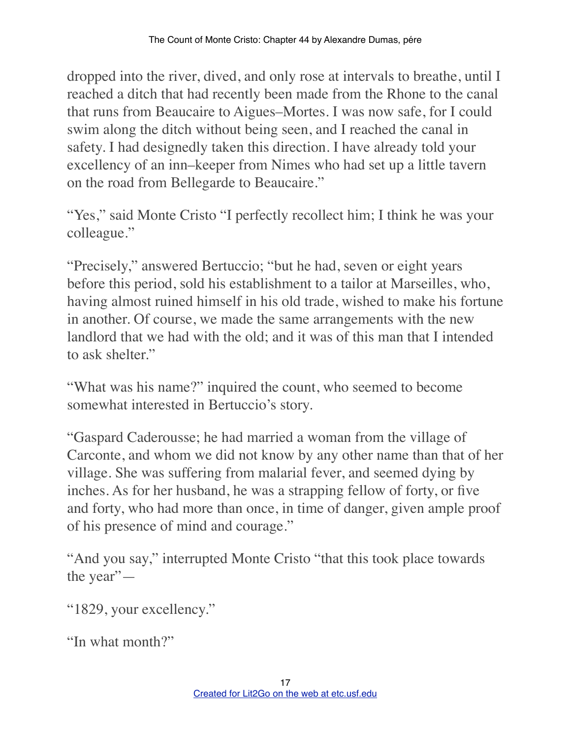dropped into the river, dived, and only rose at intervals to breathe, until I reached a ditch that had recently been made from the Rhone to the canal that runs from Beaucaire to Aigues–Mortes. I was now safe, for I could swim along the ditch without being seen, and I reached the canal in safety. I had designedly taken this direction. I have already told your excellency of an inn–keeper from Nimes who had set up a little tavern on the road from Bellegarde to Beaucaire."

"Yes," said Monte Cristo "I perfectly recollect him; I think he was your colleague."

"Precisely," answered Bertuccio; "but he had, seven or eight years before this period, sold his establishment to a tailor at Marseilles, who, having almost ruined himself in his old trade, wished to make his fortune in another. Of course, we made the same arrangements with the new landlord that we had with the old; and it was of this man that I intended to ask shelter."

"What was his name?" inquired the count, who seemed to become somewhat interested in Bertuccio's story.

"Gaspard Caderousse; he had married a woman from the village of Carconte, and whom we did not know by any other name than that of her village. She was suffering from malarial fever, and seemed dying by inches. As for her husband, he was a strapping fellow of forty, or five and forty, who had more than once, in time of danger, given ample proof of his presence of mind and courage."

"And you say," interrupted Monte Cristo "that this took place towards the year"—

"1829, your excellency."

"In what month?"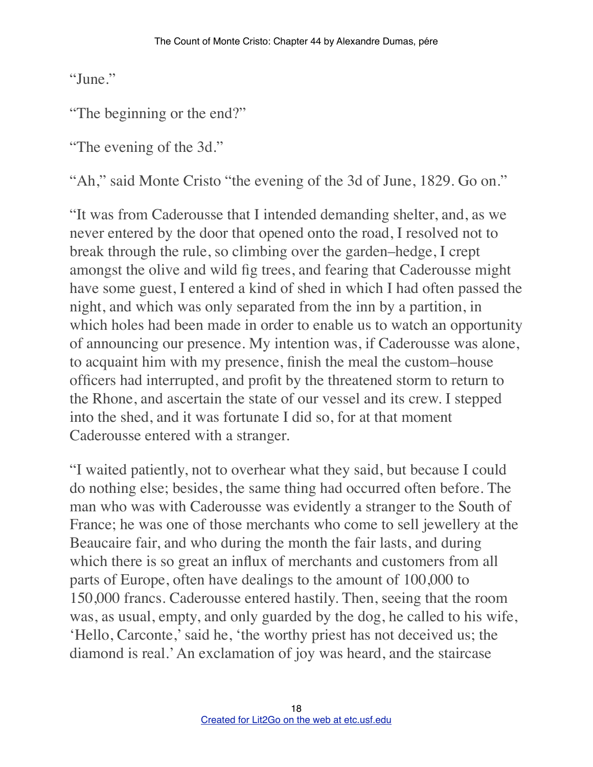"June."

"The beginning or the end?"

"The evening of the 3d."

"Ah," said Monte Cristo "the evening of the 3d of June, 1829. Go on."

"It was from Caderousse that I intended demanding shelter, and, as we never entered by the door that opened onto the road, I resolved not to break through the rule, so climbing over the garden–hedge, I crept amongst the olive and wild fig trees, and fearing that Caderousse might have some guest, I entered a kind of shed in which I had often passed the night, and which was only separated from the inn by a partition, in which holes had been made in order to enable us to watch an opportunity of announcing our presence. My intention was, if Caderousse was alone, to acquaint him with my presence, finish the meal the custom–house officers had interrupted, and profit by the threatened storm to return to the Rhone, and ascertain the state of our vessel and its crew. I stepped into the shed, and it was fortunate I did so, for at that moment Caderousse entered with a stranger.

"I waited patiently, not to overhear what they said, but because I could do nothing else; besides, the same thing had occurred often before. The man who was with Caderousse was evidently a stranger to the South of France; he was one of those merchants who come to sell jewellery at the Beaucaire fair, and who during the month the fair lasts, and during which there is so great an influx of merchants and customers from all parts of Europe, often have dealings to the amount of 100,000 to 150,000 francs. Caderousse entered hastily. Then, seeing that the room was, as usual, empty, and only guarded by the dog, he called to his wife, 'Hello, Carconte,' said he, 'the worthy priest has not deceived us; the diamond is real.' An exclamation of joy was heard, and the staircase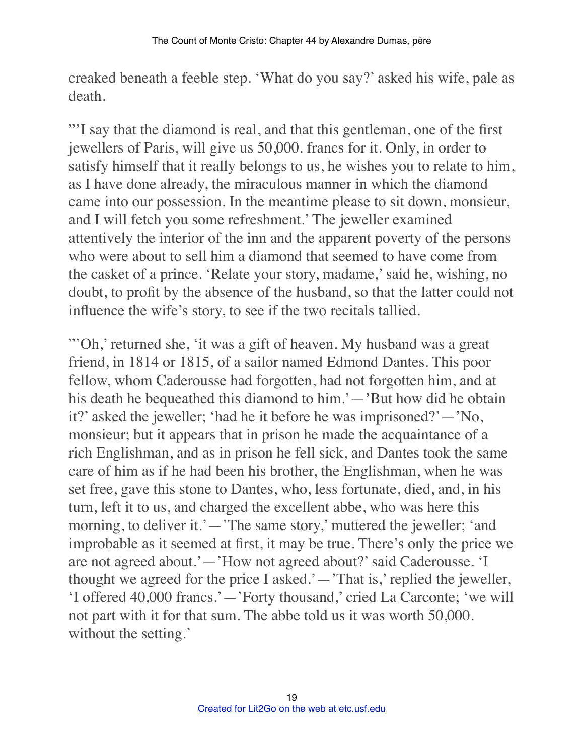creaked beneath a feeble step. 'What do you say?' asked his wife, pale as death.

"'I say that the diamond is real, and that this gentleman, one of the first jewellers of Paris, will give us 50,000. francs for it. Only, in order to satisfy himself that it really belongs to us, he wishes you to relate to him, as I have done already, the miraculous manner in which the diamond came into our possession. In the meantime please to sit down, monsieur, and I will fetch you some refreshment.' The jeweller examined attentively the interior of the inn and the apparent poverty of the persons who were about to sell him a diamond that seemed to have come from the casket of a prince. 'Relate your story, madame,' said he, wishing, no doubt, to profit by the absence of the husband, so that the latter could not influence the wife's story, to see if the two recitals tallied.

"'Oh,' returned she, 'it was a gift of heaven. My husband was a great friend, in 1814 or 1815, of a sailor named Edmond Dantes. This poor fellow, whom Caderousse had forgotten, had not forgotten him, and at his death he bequeathed this diamond to him.'—'But how did he obtain it?' asked the jeweller; 'had he it before he was imprisoned?'—'No, monsieur; but it appears that in prison he made the acquaintance of a rich Englishman, and as in prison he fell sick, and Dantes took the same care of him as if he had been his brother, the Englishman, when he was set free, gave this stone to Dantes, who, less fortunate, died, and, in his turn, left it to us, and charged the excellent abbe, who was here this morning, to deliver it.'—'The same story,' muttered the jeweller; 'and improbable as it seemed at first, it may be true. There's only the price we are not agreed about.'—'How not agreed about?' said Caderousse. 'I thought we agreed for the price I asked.'—'That is,' replied the jeweller, 'I offered 40,000 francs.'—'Forty thousand,' cried La Carconte; 'we will not part with it for that sum. The abbe told us it was worth 50,000. without the setting.'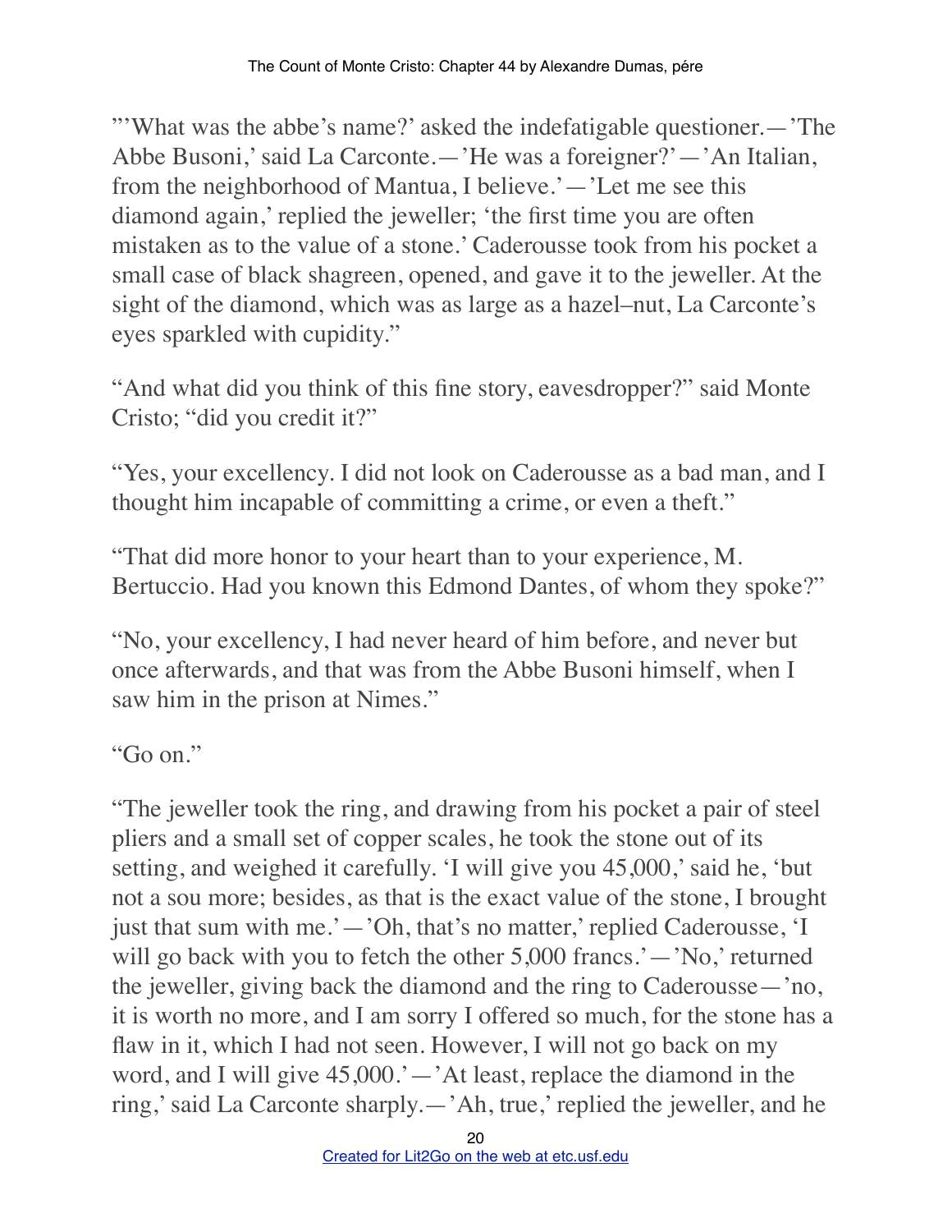"'What was the abbe's name?' asked the indefatigable questioner.—'The Abbe Busoni,' said La Carconte.—'He was a foreigner?'—'An Italian, from the neighborhood of Mantua, I believe.'—'Let me see this diamond again,' replied the jeweller; 'the first time you are often mistaken as to the value of a stone.' Caderousse took from his pocket a small case of black shagreen, opened, and gave it to the jeweller. At the sight of the diamond, which was as large as a hazel–nut, La Carconte's eyes sparkled with cupidity."

"And what did you think of this fine story, eavesdropper?" said Monte Cristo; "did you credit it?"

"Yes, your excellency. I did not look on Caderousse as a bad man, and I thought him incapable of committing a crime, or even a theft."

"That did more honor to your heart than to your experience, M. Bertuccio. Had you known this Edmond Dantes, of whom they spoke?"

"No, your excellency, I had never heard of him before, and never but once afterwards, and that was from the Abbe Busoni himself, when I saw him in the prison at Nimes."

"Go on."

"The jeweller took the ring, and drawing from his pocket a pair of steel pliers and a small set of copper scales, he took the stone out of its setting, and weighed it carefully. 'I will give you 45,000,' said he, 'but not a sou more; besides, as that is the exact value of the stone, I brought just that sum with me.'—'Oh, that's no matter,' replied Caderousse, 'I will go back with you to fetch the other 5,000 francs.'—'No,' returned the jeweller, giving back the diamond and the ring to Caderousse—'no, it is worth no more, and I am sorry I offered so much, for the stone has a flaw in it, which I had not seen. However, I will not go back on my word, and I will give 45,000.'—'At least, replace the diamond in the ring,' said La Carconte sharply.—'Ah, true,' replied the jeweller, and he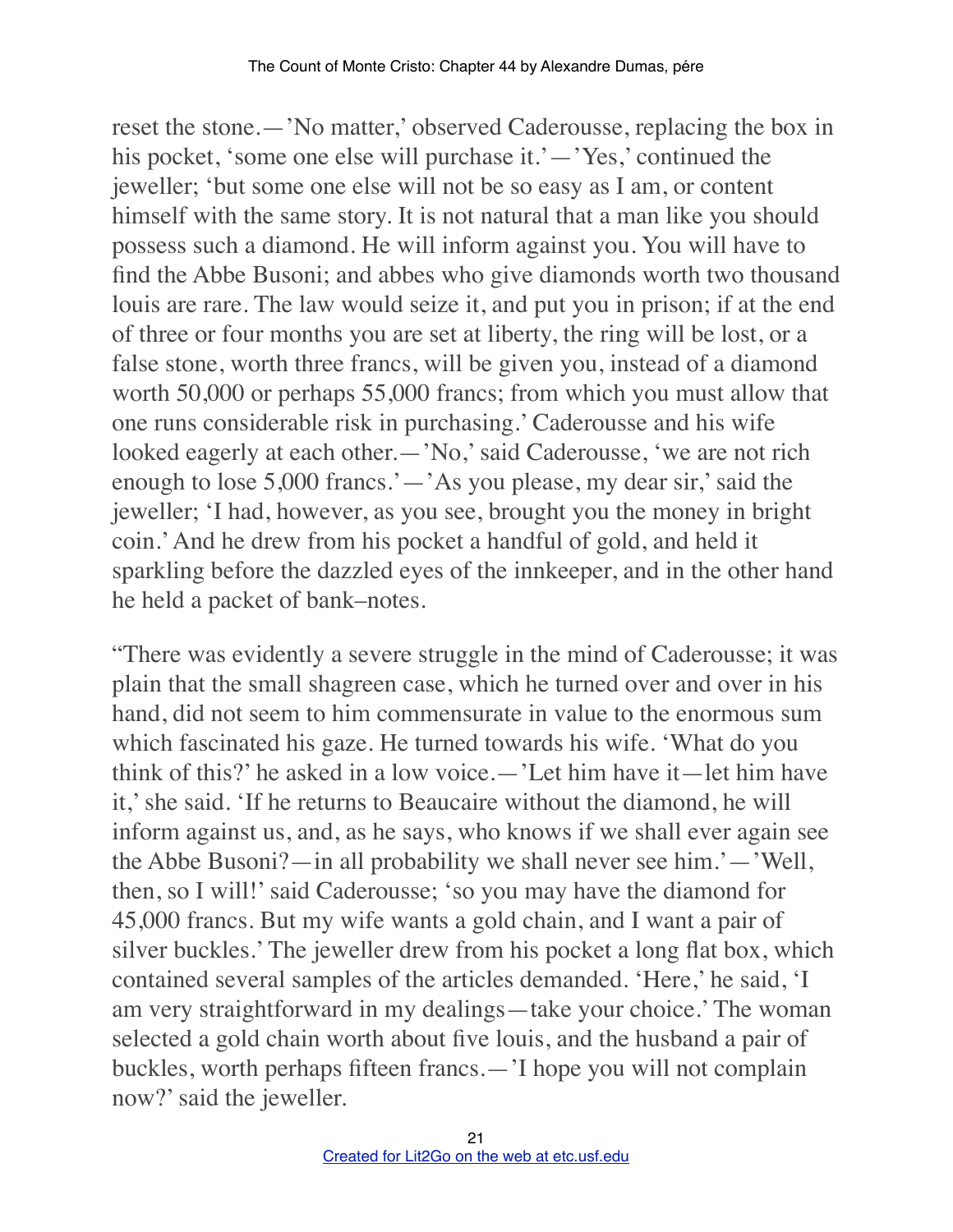reset the stone.—'No matter,' observed Caderousse, replacing the box in his pocket, 'some one else will purchase it.'—'Yes,' continued the jeweller; 'but some one else will not be so easy as I am, or content himself with the same story. It is not natural that a man like you should possess such a diamond. He will inform against you. You will have to find the Abbe Busoni; and abbes who give diamonds worth two thousand louis are rare. The law would seize it, and put you in prison; if at the end of three or four months you are set at liberty, the ring will be lost, or a false stone, worth three francs, will be given you, instead of a diamond worth 50,000 or perhaps 55,000 francs; from which you must allow that one runs considerable risk in purchasing.' Caderousse and his wife looked eagerly at each other.—'No,' said Caderousse, 'we are not rich enough to lose 5,000 francs.'—'As you please, my dear sir,' said the jeweller; 'I had, however, as you see, brought you the money in bright coin.' And he drew from his pocket a handful of gold, and held it sparkling before the dazzled eyes of the innkeeper, and in the other hand he held a packet of bank–notes.

"There was evidently a severe struggle in the mind of Caderousse; it was plain that the small shagreen case, which he turned over and over in his hand, did not seem to him commensurate in value to the enormous sum which fascinated his gaze. He turned towards his wife. 'What do you think of this?' he asked in a low voice.—'Let him have it—let him have it,' she said. 'If he returns to Beaucaire without the diamond, he will inform against us, and, as he says, who knows if we shall ever again see the Abbe Busoni?—in all probability we shall never see him.'—'Well, then, so I will!' said Caderousse; 'so you may have the diamond for 45,000 francs. But my wife wants a gold chain, and I want a pair of silver buckles.' The jeweller drew from his pocket a long flat box, which contained several samples of the articles demanded. 'Here,' he said, 'I am very straightforward in my dealings—take your choice.' The woman selected a gold chain worth about five louis, and the husband a pair of buckles, worth perhaps fifteen francs.—'I hope you will not complain now?' said the jeweller.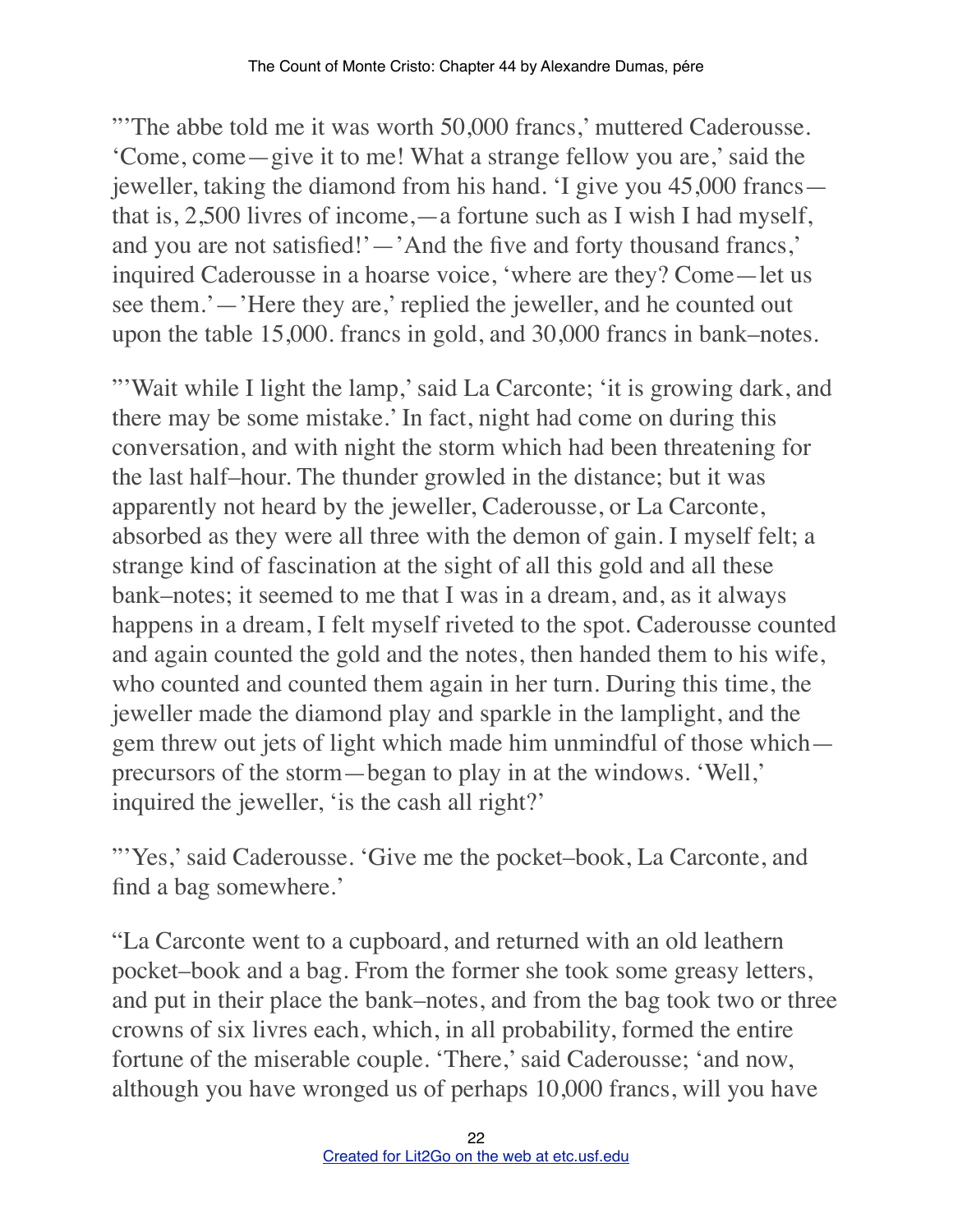"'The abbe told me it was worth 50,000 francs,' muttered Caderousse. 'Come, come—give it to me! What a strange fellow you are,' said the jeweller, taking the diamond from his hand. 'I give you 45,000 francs—that is, 2,500 livres of income,—a fortune such as I wish I had myself, and you are not satisfied!'—'And the five and forty thousand francs,' inquired Caderousse in a hoarse voice, 'where are they? Come—let us see them.'—'Here they are,' replied the jeweller, and he counted out upon the table 15,000. francs in gold, and 30,000 francs in bank–notes.

"'Wait while I light the lamp,' said La Carconte; 'it is growing dark, and there may be some mistake.' In fact, night had come on during this conversation, and with night the storm which had been threatening for the last half–hour. The thunder growled in the distance; but it was apparently not heard by the jeweller, Caderousse, or La Carconte, absorbed as they were all three with the demon of gain. I myself felt; a strange kind of fascination at the sight of all this gold and all these bank–notes; it seemed to me that I was in a dream, and, as it always happens in a dream, I felt myself riveted to the spot. Caderousse counted and again counted the gold and the notes, then handed them to his wife, who counted and counted them again in her turn. During this time, the jeweller made the diamond play and sparkle in the lamplight, and the gem threw out jets of light which made him unmindful of those which—precursors of the storm—began to play in at the windows. 'Well,' inquired the jeweller, 'is the cash all right?'

"'Yes,' said Caderousse. 'Give me the pocket–book, La Carconte, and find a bag somewhere.'

"La Carconte went to a cupboard, and returned with an old leathern pocket–book and a bag. From the former she took some greasy letters, and put in their place the bank–notes, and from the bag took two or three crowns of six livres each, which, in all probability, formed the entire fortune of the miserable couple. 'There,' said Caderousse; 'and now, although you have wronged us of perhaps 10,000 francs, will you have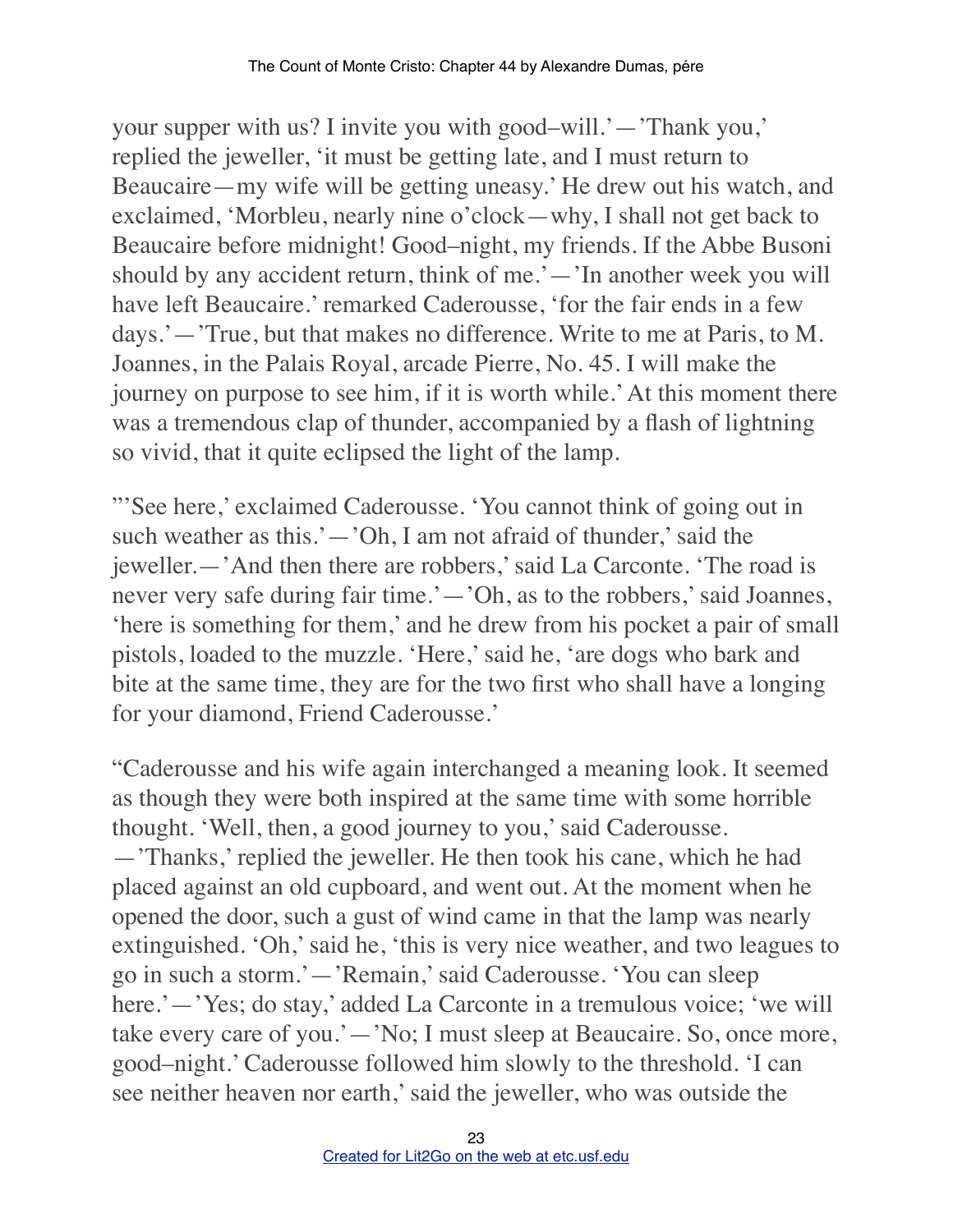your supper with us? I invite you with good–will.'—'Thank you,' replied the jeweller, 'it must be getting late, and I must return to Beaucaire—my wife will be getting uneasy.' He drew out his watch, and exclaimed, 'Morbleu, nearly nine o'clock—why, I shall not get back to Beaucaire before midnight! Good–night, my friends. If the Abbe Busoni should by any accident return, think of me.'—'In another week you will have left Beaucaire.' remarked Caderousse, 'for the fair ends in a few days.'—'True, but that makes no difference. Write to me at Paris, to M. Joannes, in the Palais Royal, arcade Pierre, No. 45. I will make the journey on purpose to see him, if it is worth while.' At this moment there was a tremendous clap of thunder, accompanied by a flash of lightning so vivid, that it quite eclipsed the light of the lamp.

"'See here,' exclaimed Caderousse. 'You cannot think of going out in such weather as this.'—'Oh, I am not afraid of thunder,' said the jeweller.—'And then there are robbers,' said La Carconte. 'The road is never very safe during fair time.'—'Oh, as to the robbers,' said Joannes, 'here is something for them,' and he drew from his pocket a pair of small pistols, loaded to the muzzle. 'Here,' said he, 'are dogs who bark and bite at the same time, they are for the two first who shall have a longing for your diamond, Friend Caderousse.'

"Caderousse and his wife again interchanged a meaning look. It seemed as though they were both inspired at the same time with some horrible thought. 'Well, then, a good journey to you,' said Caderousse. —'Thanks,' replied the jeweller. He then took his cane, which he had placed against an old cupboard, and went out. At the moment when he opened the door, such a gust of wind came in that the lamp was nearly extinguished. 'Oh,' said he, 'this is very nice weather, and two leagues to go in such a storm.'—'Remain,' said Caderousse. 'You can sleep here.'—'Yes; do stay,' added La Carconte in a tremulous voice; 'we will take every care of you.'—'No; I must sleep at Beaucaire. So, once more, good–night.' Caderousse followed him slowly to the threshold. 'I can see neither heaven nor earth,' said the jeweller, who was outside the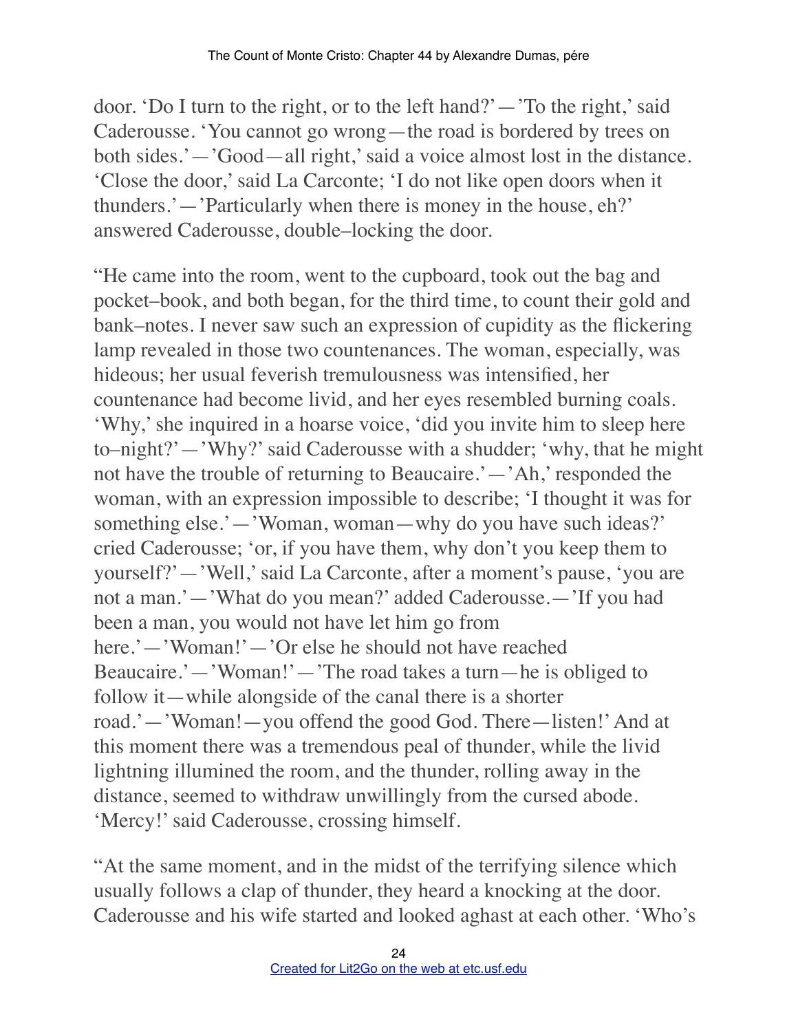door. 'Do I turn to the right, or to the left hand?'—'To the right,' said Caderousse. 'You cannot go wrong—the road is bordered by trees on both sides.'—'Good—all right,' said a voice almost lost in the distance. 'Close the door,' said La Carconte; 'I do not like open doors when it thunders.'—'Particularly when there is money in the house, eh?' answered Caderousse, double–locking the door.

"He came into the room, went to the cupboard, took out the bag and pocket–book, and both began, for the third time, to count their gold and bank–notes. I never saw such an expression of cupidity as the flickering lamp revealed in those two countenances. The woman, especially, was hideous; her usual feverish tremulousness was intensified, her countenance had become livid, and her eyes resembled burning coals. 'Why,' she inquired in a hoarse voice, 'did you invite him to sleep here to–night?'—'Why?' said Caderousse with a shudder; 'why, that he might not have the trouble of returning to Beaucaire.'—'Ah,' responded the woman, with an expression impossible to describe; 'I thought it was for something else.'—'Woman, woman—why do you have such ideas?' cried Caderousse; 'or, if you have them, why don't you keep them to yourself?'—'Well,' said La Carconte, after a moment's pause, 'you are not a man.'—'What do you mean?' added Caderousse.—'If you had been a man, you would not have let him go from here.'—'Woman!'—'Or else he should not have reached Beaucaire.'—'Woman!'—'The road takes a turn—he is obliged to follow it—while alongside of the canal there is a shorter road.'—'Woman!—you offend the good God. There—listen!' And at this moment there was a tremendous peal of thunder, while the livid lightning illumined the room, and the thunder, rolling away in the distance, seemed to withdraw unwillingly from the cursed abode. 'Mercy!' said Caderousse, crossing himself.

"At the same moment, and in the midst of the terrifying silence which usually follows a clap of thunder, they heard a knocking at the door. Caderousse and his wife started and looked aghast at each other. 'Who's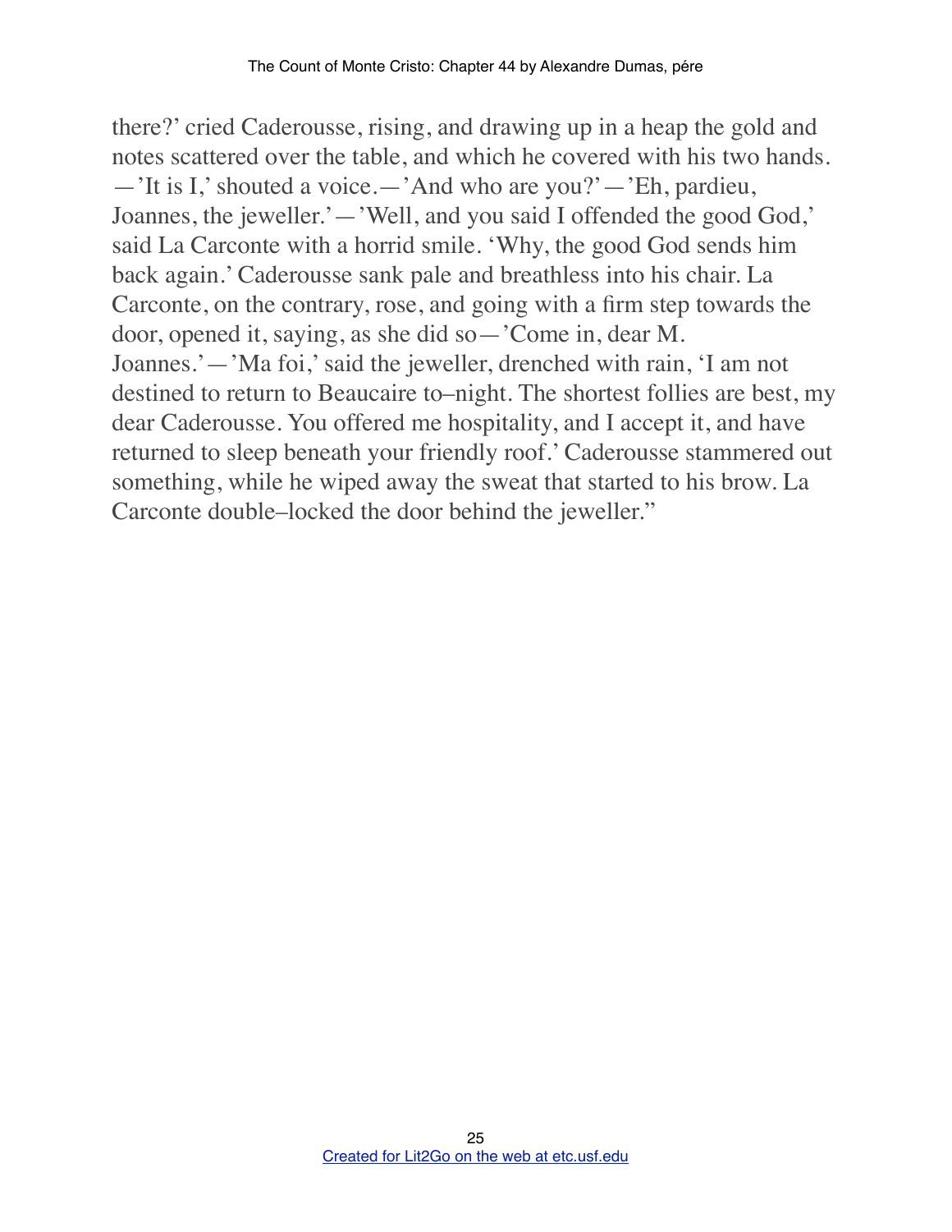there?' cried Caderousse, rising, and drawing up in a heap the gold and notes scattered over the table, and which he covered with his two hands. —'It is I,' shouted a voice.—'And who are you?'—'Eh, pardieu, Joannes, the jeweller.'—'Well, and you said I offended the good God,' said La Carconte with a horrid smile. 'Why, the good God sends him back again.' Caderousse sank pale and breathless into his chair. La Carconte, on the contrary, rose, and going with a firm step towards the door, opened it, saying, as she did so—'Come in, dear M. Joannes.'—'Ma foi,' said the jeweller, drenched with rain, 'I am not destined to return to Beaucaire to–night. The shortest follies are best, my dear Caderousse. You offered me hospitality, and I accept it, and have returned to sleep beneath your friendly roof.' Caderousse stammered out something, while he wiped away the sweat that started to his brow. La Carconte double–locked the door behind the jeweller."